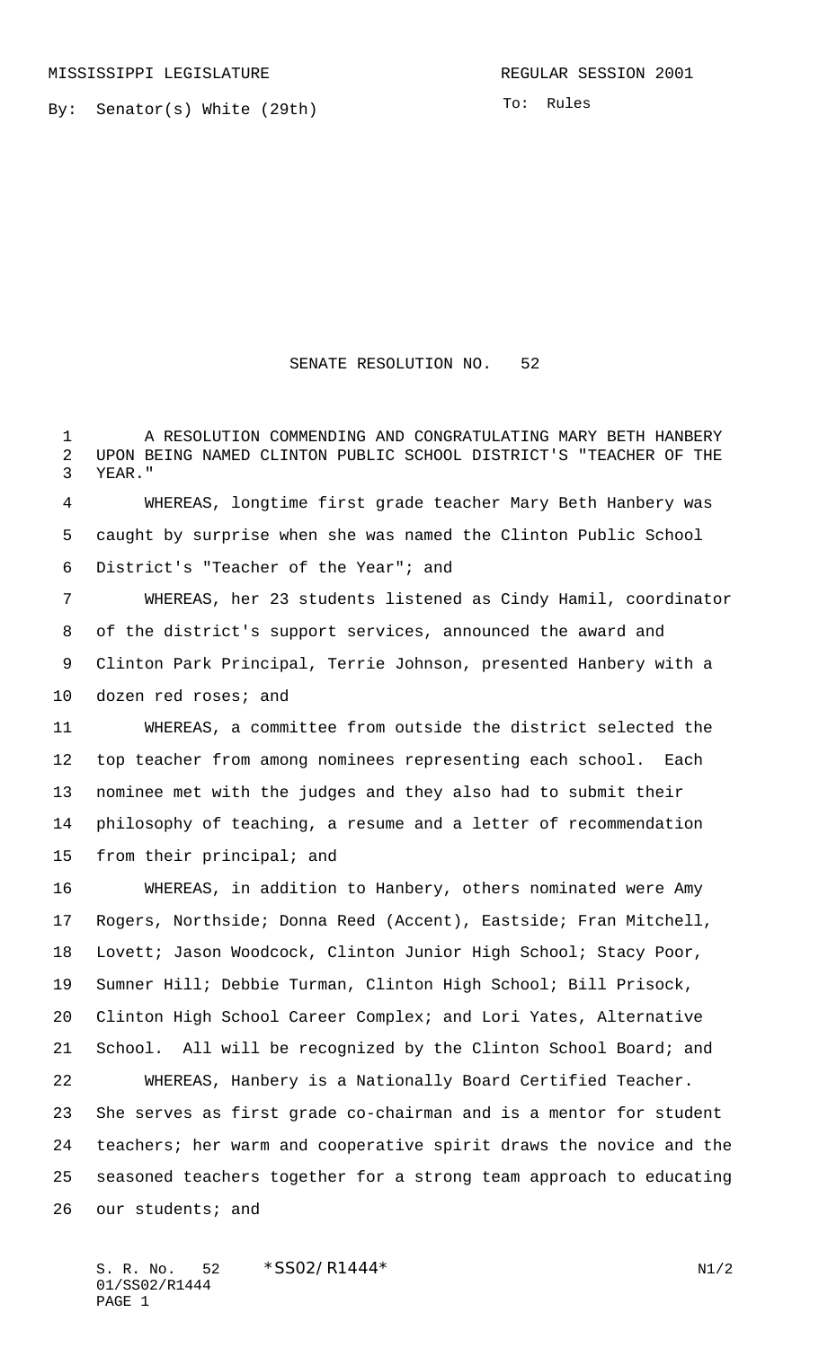MISSISSIPPI LEGISLATURE REGULAR SESSION 2001

By: Senator(s) White (29th)

To: Rules

# SENATE RESOLUTION NO. 52

A RESOLUTION COMMENDING AND CONGRATULATING MARY BETH HANBERY UPON BEING NAMED CLINTON PUBLIC SCHOOL DISTRICT'S "TEACHER OF THE YEAR."

WHEREAS, longtime first grade teacher Mary Beth Hanbery was caught by surprise when she was named the Clinton Public School District's "Teacher of the Year"; and

WHEREAS, her 23 students listened as Cindy Hamil, coordinator of the district's support services, announced the award and Clinton Park Principal, Terrie Johnson, presented Hanbery with a dozen red roses; and

WHEREAS, a committee from outside the district selected the top teacher from among nominees representing each school. Each nominee met with the judges and they also had to submit their philosophy of teaching, a resume and a letter of recommendation from their principal; and

WHEREAS, in addition to Hanbery, others nominated were Amy Rogers, Northside; Donna Reed (Accent), Eastside; Fran Mitchell, Lovett; Jason Woodcock, Clinton Junior High School; Stacy Poor, Sumner Hill; Debbie Turman, Clinton High School; Bill Prisock, Clinton High School Career Complex; and Lori Yates, Alternative School. All will be recognized by the Clinton School Board; and

WHEREAS, Hanbery is a Nationally Board Certified Teacher. She serves as first grade co-chairman and is a mentor for student teachers; her warm and cooperative spirit draws the novice and the seasoned teachers together for a strong team approach to educating our students; and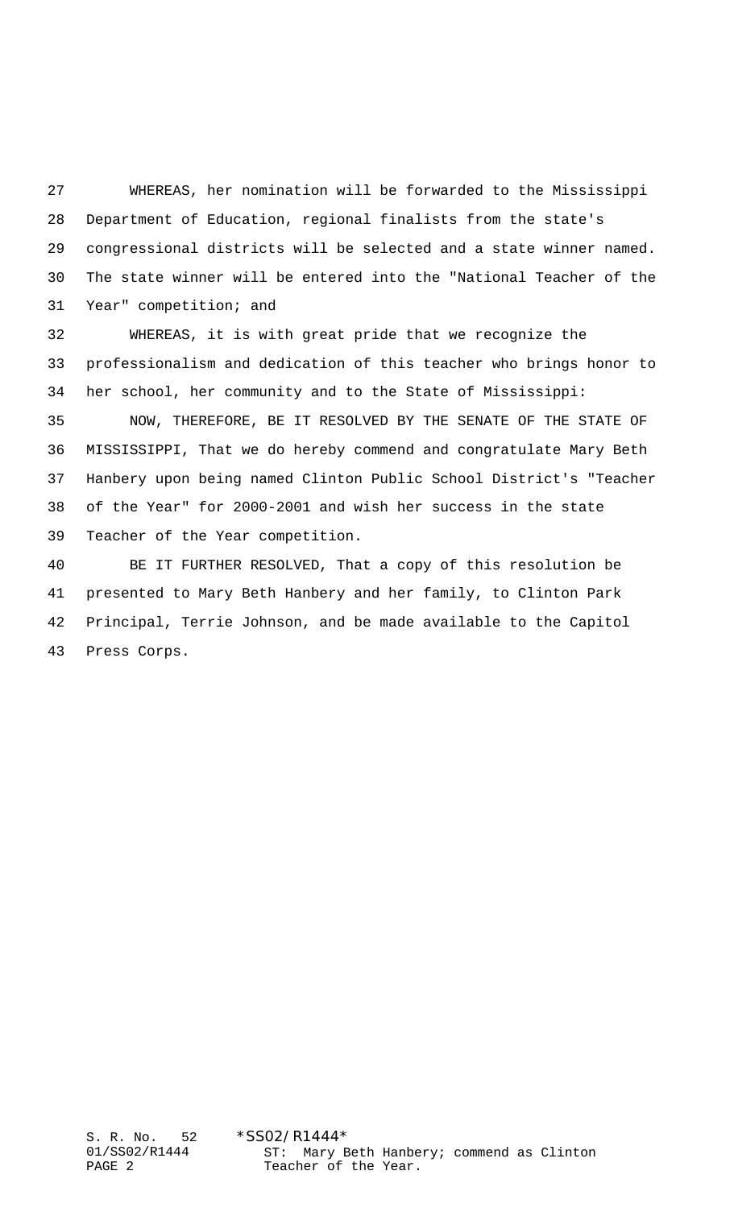WHEREAS, her nomination will be forwarded to the Mississippi Department of Education, regional finalists from the state's congressional districts will be selected and a state winner named. The state winner will be entered into the "National Teacher of the Year" competition; and

WHEREAS, it is with great pride that we recognize the professionalism and dedication of this teacher who brings honor to her school, her community and to the State of Mississippi:

NOW, THEREFORE, BE IT RESOLVED BY THE SENATE OF THE STATE OF MISSISSIPPI, That we do hereby commend and congratulate Mary Beth Hanbery upon being named Clinton Public School District's "Teacher of the Year" for 2000-2001 and wish her success in the state Teacher of the Year competition.

BE IT FURTHER RESOLVED, That a copy of this resolution be presented to Mary Beth Hanbery and her family, to Clinton Park Principal, Terrie Johnson, and be made available to the Capitol Press Corps.